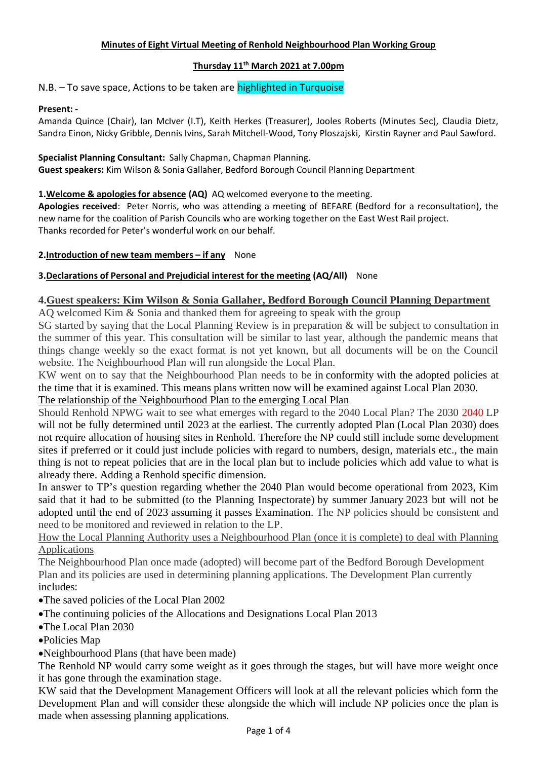**Minutes of Eight Virtual Meeting of Renhold Neighbourhood Plan Working Group**

**Thursday 11th March 2021 at 7.00pm**

N.B. – To save space, Actions to be taken are highlighted in Turquoise

**Present: -**

Amanda Quince (Chair), Ian McIver (I.T), Keith Herkes (Treasurer), Jooles Roberts (Minutes Sec), Claudia Dietz, Sandra Einon, Nicky Gribble, Dennis Ivins, Sarah Mitchell-Wood, Tony Ploszajski, Kirstin Rayner and Paul Sawford.

**Specialist Planning Consultant:** Sally Chapman, Chapman Planning.

**Guest speakers:** Kim Wilson & Sonia Gallaher, Bedford Borough Council Planning Department

**1.Welcome & apologies for absence (AQ)** AQ welcomed everyone to the meeting.

**Apologies received**: Peter Norris, who was attending a meeting of BEFARE (Bedford for a reconsultation), the new name for the coalition of Parish Councils who are working together on the East West Rail project.

Thanks recorded for Peter's wonderful work on our behalf.

**2.Introduction of new team members – if any** None

**3.Declarations of Personal and Prejudicial interest for the meeting (AQ/All)** None

**4.Guest speakers: Kim Wilson & Sonia Gallaher, Bedford Borough Council Planning Department**

AQ welcomed Kim & Sonia and thanked them for agreeing to speak with the group

SG started by saying that the Local Planning Review is in preparation & will be subject to consultation in the summer of this year. This consultation will be similar to last year, although the pandemic means that things change weekly so the exact format is not yet known, but all documents will be on the Council website. The Neighbourhood Plan will run alongside the Local Plan.

KW went on to say that the Neighbourhood Plan needs to be in conformity with the adopted policies at the time that it is examined. This means plans written now will be examined against Local Plan 2030.

The relationship of the Neighbourhood Plan to the emerging Local Plan

Should Renhold NPWG wait to see what emerges with regard to the 2040 Local Plan? The 2030 2040 LP will not be fully determined until 2023 at the earliest. The currently adopted Plan (Local Plan 2030) does not require allocation of housing sites in Renhold. Therefore the NP could still include some development sites if preferred or it could just include policies with regard to numbers, design, materials etc., the main thing is not to repeat policies that are in the local plan but to include policies which add value to what is already there. Adding a Renhold specific dimension.

In answer to TP's question regarding whether the 2040 Plan would become operational from 2023, Kim said that it had to be submitted (to the Planning Inspectorate) by summer January 2023 but will not be adopted until the end of 2023 assuming it passes Examination. The NP policies should be consistent and need to be monitored and reviewed in relation to the LP.

How the Local Planning Authority uses a Neighbourhood Plan (once it is complete) to deal with Planning Applications

The Neighbourhood Plan once made (adopted) will become part of the Bedford Borough Development Plan and its policies are used in determining planning applications. The Development Plan currently includes:

- The saved policies of the Local Plan 2002
- The continuing policies of the Allocations and Designations Local Plan 2013
- The Local Plan 2030
- Policies Map
- Neighbourhood Plans (that have been made)

The Renhold NP would carry some weight as it goes through the stages, but will have more weight once it has gone through the examination stage.

KW said that the Development Management Officers will look at all the relevant policies which form the Development Plan and will consider these alongside the which will include NP policies once the plan is made when assessing planning applications.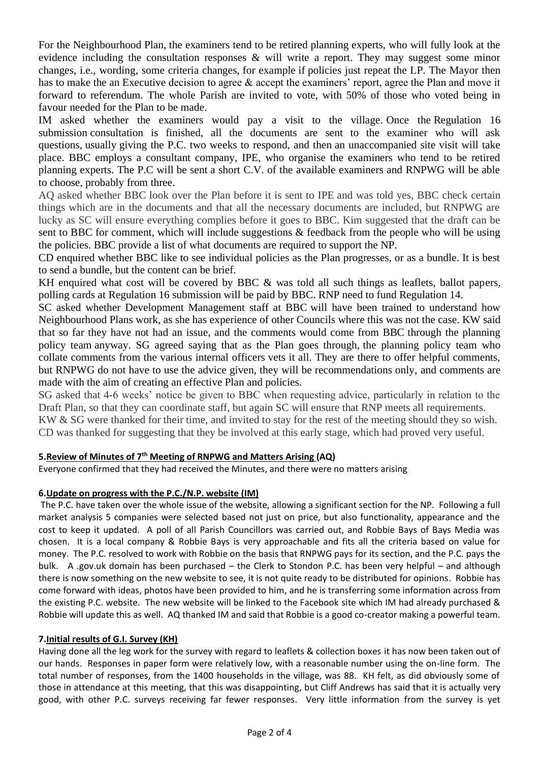For the Neighbourhood Plan, the examiners tend to be retired planning experts, who will fully look at the evidence including the consultation responses & will write a report. They may suggest some minor changes, i.e., wording, some criteria changes, for example if policies just repeat the LP. The Mayor then has to make the an Executive decision to agree & accept the examiners' report, agree the Plan and move it forward to referendum. The whole Parish are invited to vote, with 50% of those who voted being in favour needed for the Plan to be made.

IM asked whether the examiners would pay a visit to the village. Once the Regulation 16 submission consultation is finished, all the documents are sent to the examiner who will ask questions, usually giving the P.C. two weeks to respond, and then an unaccompanied site visit will take place. BBC employs a consultant company, IPE, who organise the examiners who tend to be retired planning experts. The P.C will be sent a short C.V. of the available examiners and RNPWG will be able to choose, probably from three.

AQ asked whether BBC look over the Plan before it is sent to IPE and was told yes, BBC check certain things which are in the documents and that all the necessary documents are included, but RNPWG are lucky as SC will ensure everything complies before it goes to BBC. Kim suggested that the draft can be sent to BBC for comment, which will include suggestions & feedback from the people who will be using the policies. BBC provide a list of what documents are required to support the NP.

CD enquired whether BBC like to see individual policies as the Plan progresses, or as a bundle. It is best to send a bundle, but the content can be brief.

KH enquired what cost will be covered by BBC & was told all such things as leaflets, ballot papers, polling cards at Regulation 16 submission will be paid by BBC. RNP need to fund Regulation 14.

SC asked whether Development Management staff at BBC will have been trained to understand how Neighbourhood Plans work, as she has experience of other Councils where this was not the case. KW said that so far they have not had an issue, and the comments would come from BBC through the planning policy team anyway. SG agreed saying that as the Plan goes through, the planning policy team who collate comments from the various internal officers vets it all. They are there to offer helpful comments, but RNPWG do not have to use the advice given, they will be recommendations only, and comments are made with the aim of creating an effective Plan and policies.

SG asked that 4-6 weeks' notice be given to BBC when requesting advice, particularly in relation to the Draft Plan, so that they can coordinate staff, but again SC will ensure that RNP meets all requirements.

KW & SG were thanked for their time, and invited to stay for the rest of the meeting should they so wish.

CD was thanked for suggesting that they be involved at this early stage, which had proved very useful.

**5.Review of Minutes of 7th Meeting of RNPWG and Matters Arising (AQ)**

Everyone confirmed that they had received the Minutes, and there were no matters arising

**6.Update on progress with the P.C./N.P. website (IM)**

The P.C. have taken over the whole issue of the website, allowing a significant section for the NP. Following a full market analysis 5 companies were selected based not just on price, but also functionality, appearance and the cost to keep it updated. A poll of all Parish Councillors was carried out, and Robbie Bays of Bays Media was chosen. It is a local company & Robbie Bays is very approachable and fits all the criteria based on value for money. The P.C. resolved to work with Robbie on the basis that RNPWG pays for its section, and the P.C. pays the bulk. A .gov.uk domain has been purchased – the Clerk to Stondon P.C. has been very helpful – and although there is now something on the new website to see, it is not quite ready to be distributed for opinions. Robbie has come forward with ideas, photos have been provided to him, and he is transferring some information across from the existing P.C. website. The new website will be linked to the Facebook site which IM had already purchased & Robbie will update this as well. AQ thanked IM and said that Robbie is a good co-creator making a powerful team.

**7.Initial results of G.I. Survey (KH)**

Having done all the leg work for the survey with regard to leaflets & collection boxes it has now been taken out of our hands. Responses in paper form were relatively low, with a reasonable number using the on-line form. The total number of responses, from the 1400 households in the village, was 88. KH felt, as did obviously some of those in attendance at this meeting, that this was disappointing, but Cliff Andrews has said that it is actually very good, with other P.C. surveys receiving far fewer responses. Very little information from the survey is yet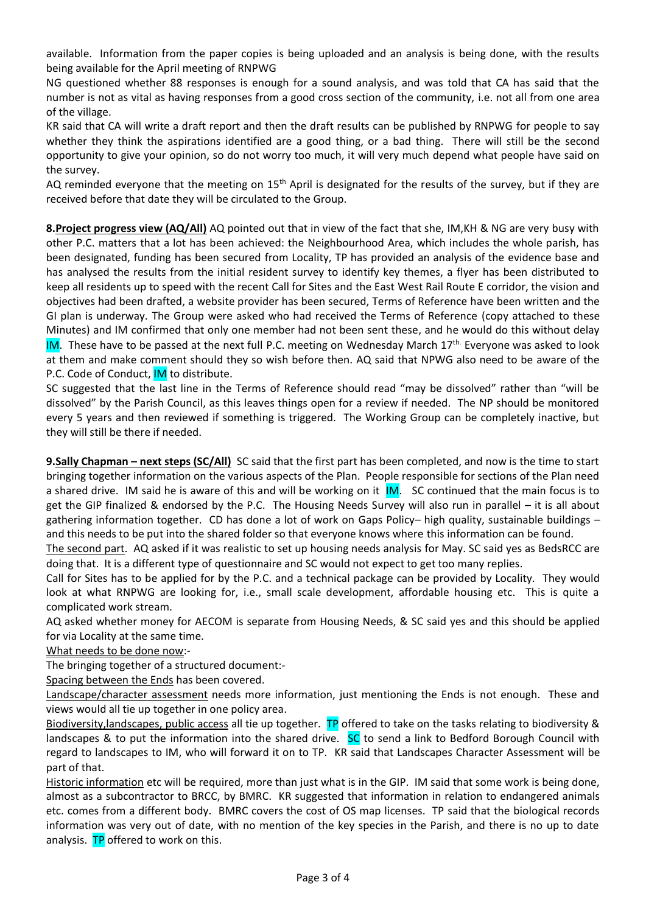available. Information from the paper copies is being uploaded and an analysis is being done, with the results being available for the April meeting of RNPWG

NG questioned whether 88 responses is enough for a sound analysis, and was told that CA has said that the number is not as vital as having responses from a good cross section of the community, i.e. not all from one area of the village.

KR said that CA will write a draft report and then the draft results can be published by RNPWG for people to say whether they think the aspirations identified are a good thing, or a bad thing. There will still be the second opportunity to give your opinion, so do not worry too much, it will very much depend what people have said on the survey.

AQ reminded everyone that the meeting on 15th April is designated for the results of the survey, but if they are received before that date they will be circulated to the Group.

**8.Project progress view (AQ/All)** AQ pointed out that in view of the fact that she, IM,KH & NG are very busy with other P.C. matters that a lot has been achieved: the Neighbourhood Area, which includes the whole parish, has been designated, funding has been secured from Locality, TP has provided an analysis of the evidence base and has analysed the results from the initial resident survey to identify key themes, a flyer has been distributed to keep all residents up to speed with the recent Call for Sites and the East West Rail Route E corridor, the vision and objectives had been drafted, a website provider has been secured, Terms of Reference have been written and the GI plan is underway. The Group were asked who had received the Terms of Reference (copy attached to these Minutes) and IM confirmed that only one member had not been sent these, and he would do this without delay IM. These have to be passed at the next full P.C. meeting on Wednesday March 17th. Everyone was asked to look at them and make comment should they so wish before then. AQ said that NPWG also need to be aware of the P.C. Code of Conduct, IM to distribute.

SC suggested that the last line in the Terms of Reference should read "may be dissolved" rather than "will be dissolved" by the Parish Council, as this leaves things open for a review if needed. The NP should be monitored every 5 years and then reviewed if something is triggered. The Working Group can be completely inactive, but they will still be there if needed.

**9.Sally Chapman – next steps (SC/All)** SC said that the first part has been completed, and now is the time to start bringing together information on the various aspects of the Plan. People responsible for sections of the Plan need a shared drive. IM said he is aware of this and will be working on it IM. SC continued that the main focus is to get the GIP finalized & endorsed by the P.C. The Housing Needs Survey will also run in parallel – it is all about gathering information together. CD has done a lot of work on Gaps Policy– high quality, sustainable buildings – and this needs to be put into the shared folder so that everyone knows where this information can be found.

The second part. AQ asked if it was realistic to set up housing needs analysis for May. SC said yes as BedsRCC are doing that. It is a different type of questionnaire and SC would not expect to get too many replies.

Call for Sites has to be applied for by the P.C. and a technical package can be provided by Locality. They would look at what RNPWG are looking for, i.e., small scale development, affordable housing etc. This is quite a complicated work stream.

AQ asked whether money for AECOM is separate from Housing Needs, & SC said yes and this should be applied for via Locality at the same time.

What needs to be done now:-

The bringing together of a structured document:-

Spacing between the Ends has been covered.

Landscape/character assessment needs more information, just mentioning the Ends is not enough. These and views would all tie up together in one policy area.

Biodiversity,landscapes, public access all tie up together. TP offered to take on the tasks relating to biodiversity & landscapes & to put the information into the shared drive. SC to send a link to Bedford Borough Council with regard to landscapes to IM, who will forward it on to TP. KR said that Landscapes Character Assessment will be part of that.

Historic information etc will be required, more than just what is in the GIP. IM said that some work is being done, almost as a subcontractor to BRCC, by BMRC. KR suggested that information in relation to endangered animals etc. comes from a different body. BMRC covers the cost of OS map licenses. TP said that the biological records information was very out of date, with no mention of the key species in the Parish, and there is no up to date analysis. TP offered to work on this.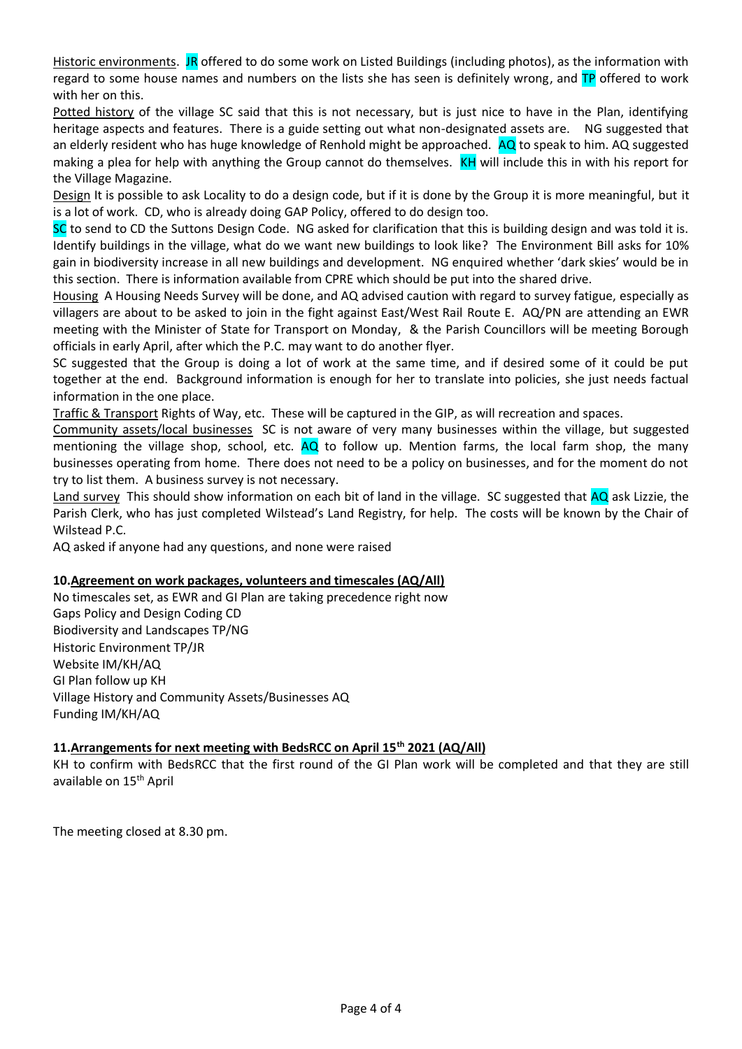Historic environments. JR offered to do some work on Listed Buildings (including photos), as the information with regard to some house names and numbers on the lists she has seen is definitely wrong, and TP offered to work with her on this.

Potted history of the village SC said that this is not necessary, but is just nice to have in the Plan, identifying heritage aspects and features. There is a guide setting out what non-designated assets are. NG suggested that an elderly resident who has huge knowledge of Renhold might be approached. AQ to speak to him. AQ suggested making a plea for help with anything the Group cannot do themselves. KH will include this in with his report for the Village Magazine.

Design It is possible to ask Locality to do a design code, but if it is done by the Group it is more meaningful, but it is a lot of work. CD, who is already doing GAP Policy, offered to do design too.

SC to send to CD the Suttons Design Code. NG asked for clarification that this is building design and was told it is. Identify buildings in the village, what do we want new buildings to look like? The Environment Bill asks for 10% gain in biodiversity increase in all new buildings and development. NG enquired whether 'dark skies' would be in this section. There is information available from CPRE which should be put into the shared drive.

Housing A Housing Needs Survey will be done, and AQ advised caution with regard to survey fatigue, especially as villagers are about to be asked to join in the fight against East/West Rail Route E. AQ/PN are attending an EWR meeting with the Minister of State for Transport on Monday, & the Parish Councillors will be meeting Borough officials in early April, after which the P.C. may want to do another flyer.

SC suggested that the Group is doing a lot of work at the same time, and if desired some of it could be put together at the end. Background information is enough for her to translate into policies, she just needs factual information in the one place.

Traffic & Transport Rights of Way, etc. These will be captured in the GIP, as will recreation and spaces.

Community assets/local businesses SC is not aware of very many businesses within the village, but suggested mentioning the village shop, school, etc. AQ to follow up. Mention farms, the local farm shop, the many businesses operating from home. There does not need to be a policy on businesses, and for the moment do not try to list them. A business survey is not necessary.

Land survey This should show information on each bit of land in the village. SC suggested that AQ ask Lizzie, the Parish Clerk, who has just completed Wilstead's Land Registry, for help. The costs will be known by the Chair of Wilstead P.C.

AQ asked if anyone had any questions, and none were raised

**10.Agreement on work packages, volunteers and timescales (AQ/All)**

No timescales set, as EWR and GI Plan are taking precedence right now
Gaps Policy and Design Coding CD
Biodiversity and Landscapes TP/NG
Historic Environment TP/JR
Website IM/KH/AQ
GI Plan follow up KH
Village History and Community Assets/Businesses AQ
Funding IM/KH/AQ

**11.Arrangements for next meeting with BedsRCC on April 15th 2021 (AQ/All)**

KH to confirm with BedsRCC that the first round of the GI Plan work will be completed and that they are still available on 15th April

The meeting closed at 8.30 pm.